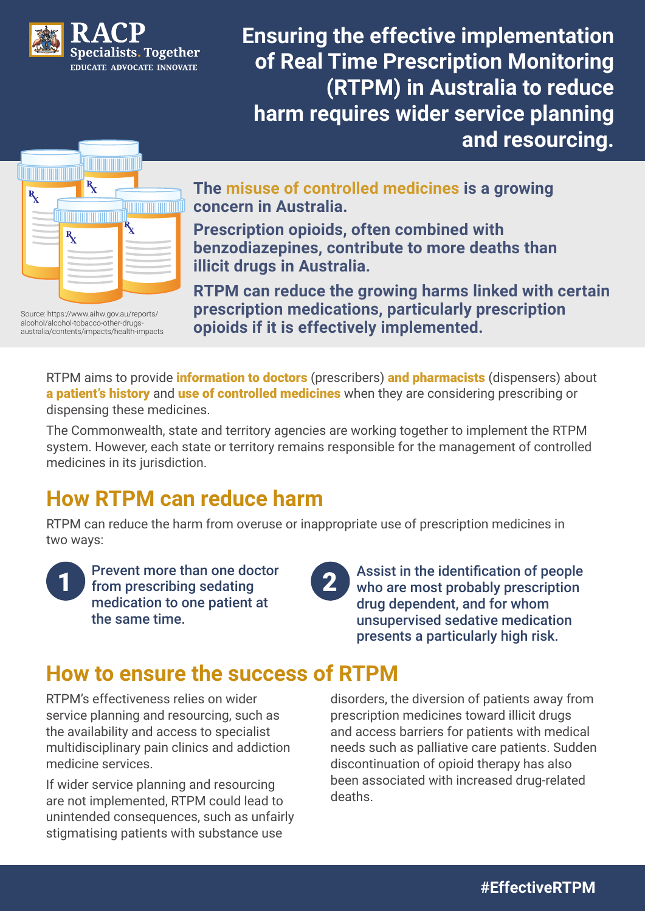RACP Specialists. Together
EDUCATE ADVOCATE INNOVATE

# Ensuring the effective implementation of Real Time Prescription Monitoring (RTPM) in Australia to reduce harm requires wider service planning and resourcing.

**The misuse of controlled medicines is a growing concern in Australia.**

**Prescription opioids, often combined with benzodiazepines, contribute to more deaths than illicit drugs in Australia.**

**RTPM can reduce the growing harms linked with certain prescription medications, particularly prescription opioids if it is effectively implemented.**

Source: https://www.aihw.gov.au/reports/alcohol/alcohol-tobacco-other-drugs-australia/contents/impacts/health-impacts

RTPM aims to provide **information to doctors** (prescribers) **and pharmacists** (dispensers) about **a patient's history** and **use of controlled medicines** when they are considering prescribing or dispensing these medicines.

The Commonwealth, state and territory agencies are working together to implement the RTPM system. However, each state or territory remains responsible for the management of controlled medicines in its jurisdiction.

## How RTPM can reduce harm

RTPM can reduce the harm from overuse or inappropriate use of prescription medicines in two ways:

1. Prevent more than one doctor from prescribing sedating medication to one patient at the same time.
2. Assist in the identification of people who are most probably prescription drug dependent, and for whom unsupervised sedative medication presents a particularly high risk.

## How to ensure the success of RTPM

RTPM's effectiveness relies on wider service planning and resourcing, such as the availability and access to specialist multidisciplinary pain clinics and addiction medicine services.

If wider service planning and resourcing are not implemented, RTPM could lead to unintended consequences, such as unfairly stigmatising patients with substance use disorders, the diversion of patients away from prescription medicines toward illicit drugs and access barriers for patients with medical needs such as palliative care patients. Sudden discontinuation of opioid therapy has also been associated with increased drug-related deaths.

#EffectiveRTPM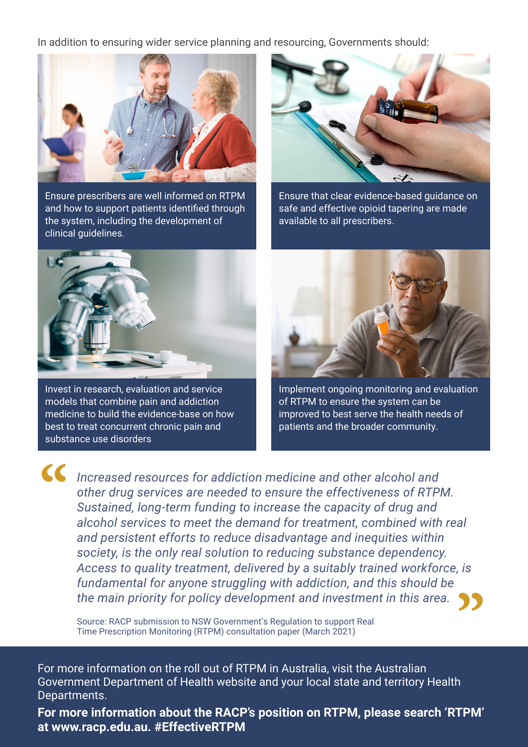In addition to ensuring wider service planning and resourcing, Governments should:

- Ensure prescribers are well informed on RTPM and how to support patients identified through the system, including the development of clinical guidelines.
- Ensure that clear evidence-based guidance on safe and effective opioid tapering are made available to all prescribers.
- Invest in research, evaluation and service models that combine pain and addiction medicine to build the evidence-base on how best to treat concurrent chronic pain and substance use disorders
- Implement ongoing monitoring and evaluation of RTPM to ensure the system can be improved to best serve the health needs of patients and the broader community.

> *Increased resources for addiction medicine and other alcohol and other drug services are needed to ensure the effectiveness of RTPM. Sustained, long-term funding to increase the capacity of drug and alcohol services to meet the demand for treatment, combined with real and persistent efforts to reduce disadvantage and inequities within society, is the only real solution to reducing substance dependency. Access to quality treatment, delivered by a suitably trained workforce, is fundamental for anyone struggling with addiction, and this should be the main priority for policy development and investment in this area.*

Source: RACP submission to NSW Government's Regulation to support Real Time Prescription Monitoring (RTPM) consultation paper (March 2021)

For more information on the roll out of RTPM in Australia, visit the Australian Government Department of Health website and your local state and territory Health Departments.

**For more information about the RACP's position on RTPM, please search 'RTPM' at www.racp.edu.au. #EffectiveRTPM**